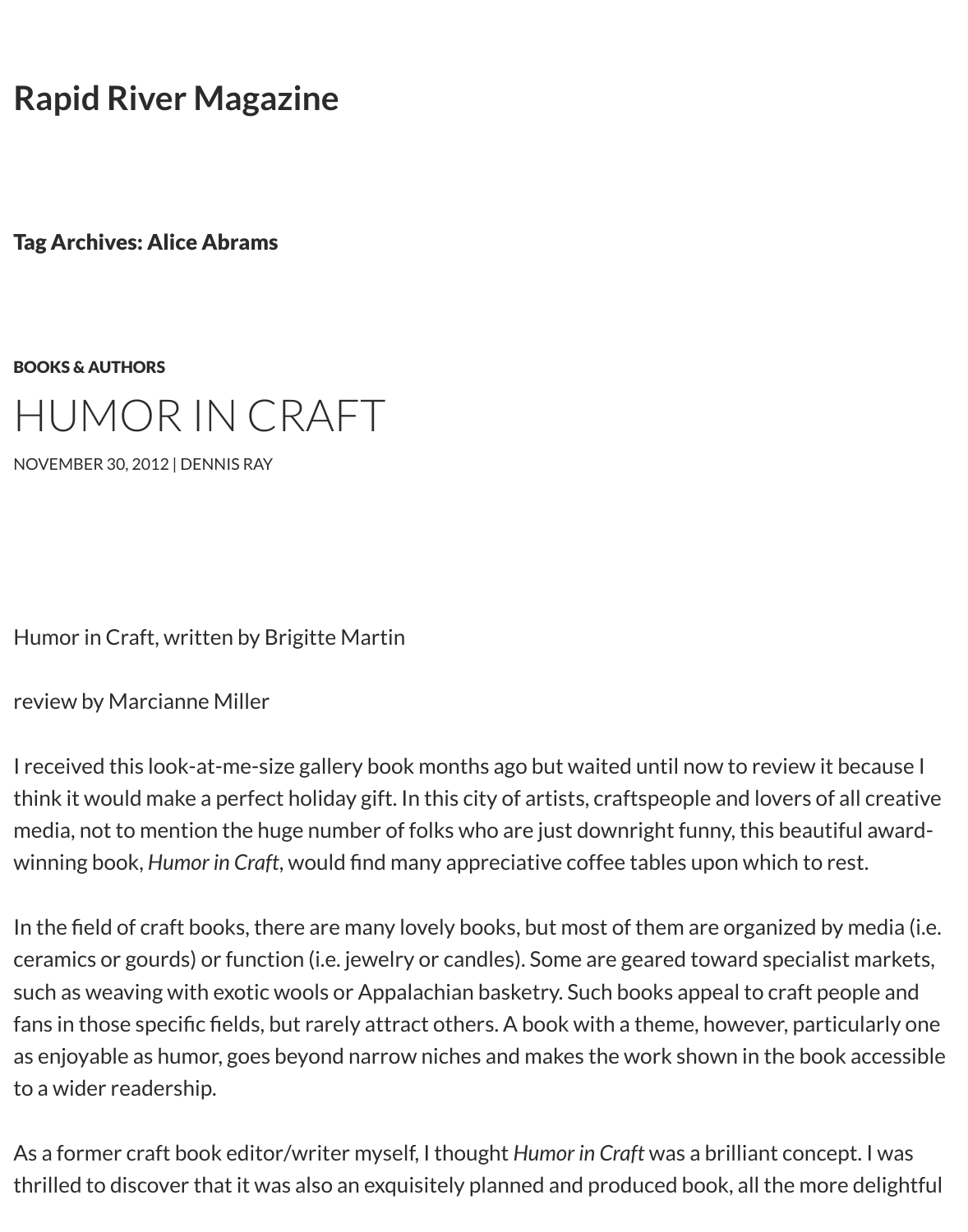# Rapid River Magazine

## Tag Archives: Alice Abrams

BOOKS & AUTHORS

# HUMOR IN CRAFT

NOVEMBER 30, 2012 | DENNIS RAY

Humor in Craft, written by Brigitte Martin

review by Marcianne Miller

I received this look-at-me-size gallery book months ago but waited until now to review it because I think it would make a perfect holiday gift. In this city of artists, craftspeople and lovers of all creative media, not to mention the huge number of folks who are just downright funny, this beautiful award-winning book, *Humor in Craft*, would find many appreciative coffee tables upon which to rest.

In the field of craft books, there are many lovely books, but most of them are organized by media (i.e. ceramics or gourds) or function (i.e. jewelry or candles). Some are geared toward specialist markets, such as weaving with exotic wools or Appalachian basketry. Such books appeal to craft people and fans in those specific fields, but rarely attract others. A book with a theme, however, particularly one as enjoyable as humor, goes beyond narrow niches and makes the work shown in the book accessible to a wider readership.

As a former craft book editor/writer myself, I thought *Humor in Craft* was a brilliant concept. I was thrilled to discover that it was also an exquisitely planned and produced book, all the more delightful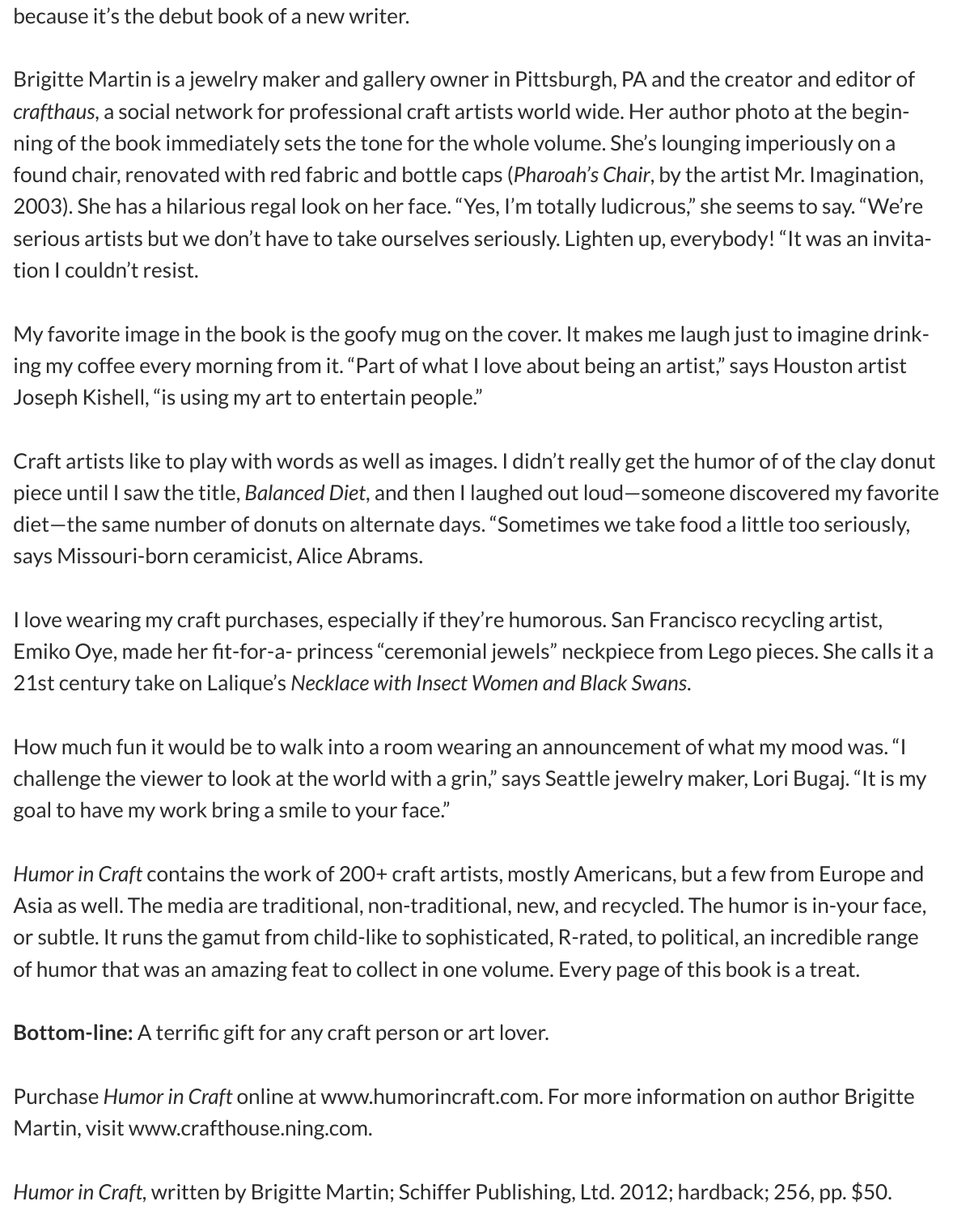because it's the debut book of a new writer.

Brigitte Martin is a jewelry maker and gallery owner in Pittsburgh, PA and the creator and editor of *crafthaus*, a social network for professional craft artists world wide. Her author photo at the beginning of the book immediately sets the tone for the whole volume. She's lounging imperiously on a found chair, renovated with red fabric and bottle caps (*Pharoah's Chair*, by the artist Mr. Imagination, 2003). She has a hilarious regal look on her face. "Yes, I'm totally ludicrous," she seems to say. "We're serious artists but we don't have to take ourselves seriously. Lighten up, everybody! "It was an invitation I couldn't resist.

My favorite image in the book is the goofy mug on the cover. It makes me laugh just to imagine drinking my coffee every morning from it. "Part of what I love about being an artist," says Houston artist Joseph Kishell, "is using my art to entertain people."

Craft artists like to play with words as well as images. I didn't really get the humor of of the clay donut piece until I saw the title, *Balanced Diet*, and then I laughed out loud—someone discovered my favorite diet—the same number of donuts on alternate days. "Sometimes we take food a little too seriously, says Missouri-born ceramicist, Alice Abrams.

I love wearing my craft purchases, especially if they're humorous. San Francisco recycling artist, Emiko Oye, made her fit-for-a- princess "ceremonial jewels" neckpiece from Lego pieces. She calls it a 21st century take on Lalique's *Necklace with Insect Women and Black Swans.*

How much fun it would be to walk into a room wearing an announcement of what my mood was. "I challenge the viewer to look at the world with a grin," says Seattle jewelry maker, Lori Bugaj. "It is my goal to have my work bring a smile to your face."

*Humor in Craft* contains the work of 200+ craft artists, mostly Americans, but a few from Europe and Asia as well. The media are traditional, non-traditional, new, and recycled. The humor is in-your face, or subtle. It runs the gamut from child-like to sophisticated, R-rated, to political, an incredible range of humor that was an amazing feat to collect in one volume. Every page of this book is a treat.

**Bottom-line:** A terrific gift for any craft person or art lover.

Purchase *Humor in Craft* online at www.humorincraft.com. For more information on author Brigitte Martin, visit www.crafthouse.ning.com.

*Humor in Craft*, written by Brigitte Martin; Schiffer Publishing, Ltd. 2012; hardback; 256, pp. $50.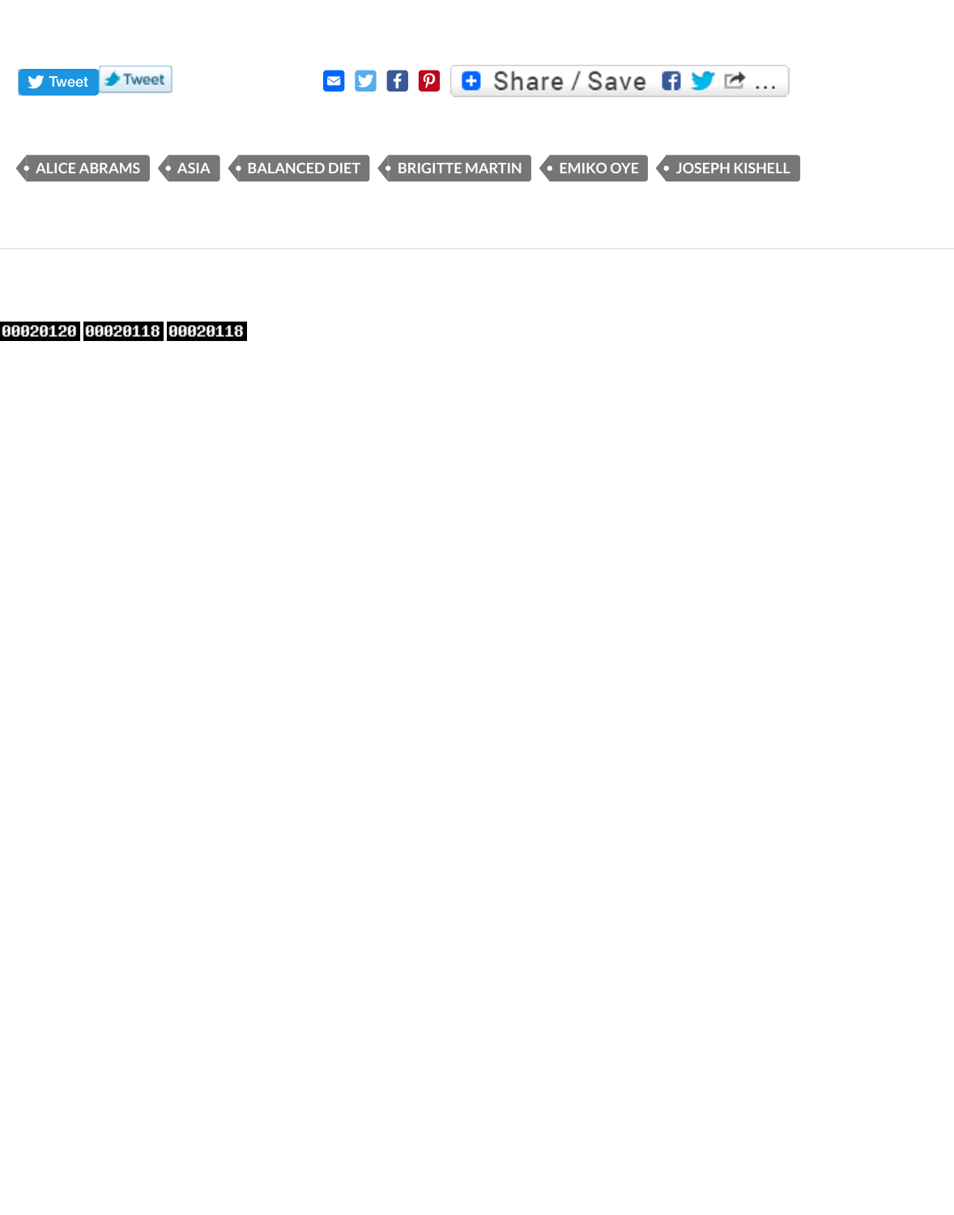Tweet Tweet

Share / Save

ALICE ABRAMS ASIA BALANCED DIET BRIGITTE MARTIN EMIKO OYE JOSEPH KISHELL

---

00020120 00020118 00020118